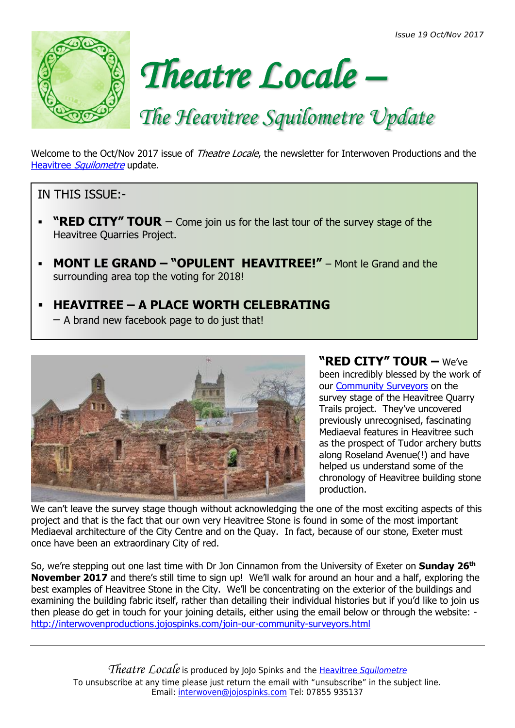*Issue 19 Oct/Nov 2017*

# *Theatre Locale –*

## *The Heavitree Squilometre Update*

Welcome to the Oct/Nov 2017 issue of *Theatre Locale*, the newsletter for Interwoven Productions and the Heavitree *Squilometre* update.

IN THIS ISSUE:-

- **"RED CITY" TOUR** – Come join us for the last tour of the survey stage of the Heavitree Quarries Project.
- **MONT LE GRAND – "OPULENT HEAVITREE!"** – Mont le Grand and the surrounding area top the voting for 2018!
- **HEAVITREE – A PLACE WORTH CELEBRATING** – A brand new facebook page to do just that!

**"RED CITY" TOUR –** We've been incredibly blessed by the work of our Community Surveyors on the survey stage of the Heavitree Quarry Trails project. They've uncovered previously unrecognised, fascinating Mediaeval features in Heavitree such as the prospect of Tudor archery butts along Roseland Avenue(!) and have helped us understand some of the chronology of Heavitree building stone production.

We can't leave the survey stage though without acknowledging the one of the most exciting aspects of this project and that is the fact that our own very Heavitree Stone is found in some of the most important Mediaeval architecture of the City Centre and on the Quay. In fact, because of our stone, Exeter must once have been an extraordinary City of red.

So, we're stepping out one last time with Dr Jon Cinnamon from the University of Exeter on **Sunday 26th November 2017** and there's still time to sign up! We'll walk for around an hour and a half, exploring the best examples of Heavitree Stone in the City. We'll be concentrating on the exterior of the buildings and examining the building fabric itself, rather than detailing their individual histories but if you'd like to join us then please do get in touch for your joining details, either using the email below or through the website: - http://interwovenproductions.jojospinks.com/join-our-community-surveyors.html

---

*Theatre Locale* is produced by JoJo Spinks and the Heavitree *Squilometre*
To unsubscribe at any time please just return the email with "unsubscribe" in the subject line.
Email: interwoven@jojospinks.com Tel: 07855 935137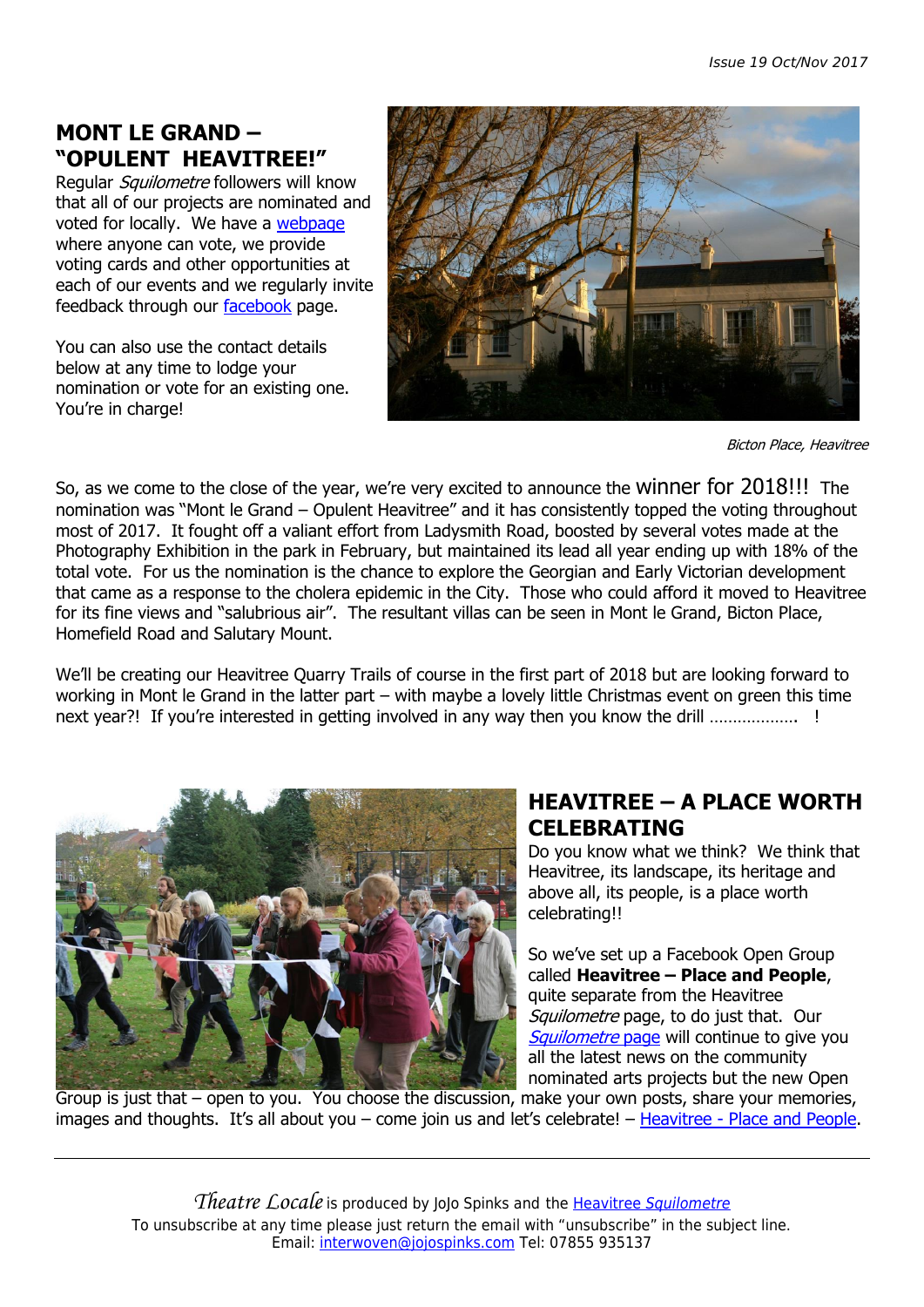Issue 19 Oct/Nov 2017

## MONT LE GRAND – "OPULENT HEAVITREE!"

Regular *Squilometre* followers will know that all of our projects are nominated and voted for locally. We have a webpage where anyone can vote, we provide voting cards and other opportunities at each of our events and we regularly invite feedback through our facebook page.

You can also use the contact details below at any time to lodge your nomination or vote for an existing one. You're in charge!

*Bicton Place, Heavitree*

So, as we come to the close of the year, we're very excited to announce the winner for 2018!!! The nomination was "Mont le Grand – Opulent Heavitree" and it has consistently topped the voting throughout most of 2017. It fought off a valiant effort from Ladysmith Road, boosted by several votes made at the Photography Exhibition in the park in February, but maintained its lead all year ending up with 18% of the total vote. For us the nomination is the chance to explore the Georgian and Early Victorian development that came as a response to the cholera epidemic in the City. Those who could afford it moved to Heavitree for its fine views and "salubrious air". The resultant villas can be seen in Mont le Grand, Bicton Place, Homefield Road and Salutary Mount.

We'll be creating our Heavitree Quarry Trails of course in the first part of 2018 but are looking forward to working in Mont le Grand in the latter part – with maybe a lovely little Christmas event on green this time next year?! If you're interested in getting involved in any way then you know the drill ………………. !

## HEAVITREE – A PLACE WORTH CELEBRATING

Do you know what we think? We think that Heavitree, its landscape, its heritage and above all, its people, is a place worth celebrating!!

So we've set up a Facebook Open Group called **Heavitree – Place and People**, quite separate from the Heavitree *Squilometre* page, to do just that. Our *Squilometre* page will continue to give you all the latest news on the community nominated arts projects but the new Open Group is just that – open to you. You choose the discussion, make your own posts, share your memories, images and thoughts. It's all about you – come join us and let's celebrate! – Heavitree - Place and People.

---

*Theatre Locale* is produced by JoJo Spinks and the Heavitree *Squilometre*
To unsubscribe at any time please just return the email with "unsubscribe" in the subject line.
Email: interwoven@jojospinks.com Tel: 07855 935137